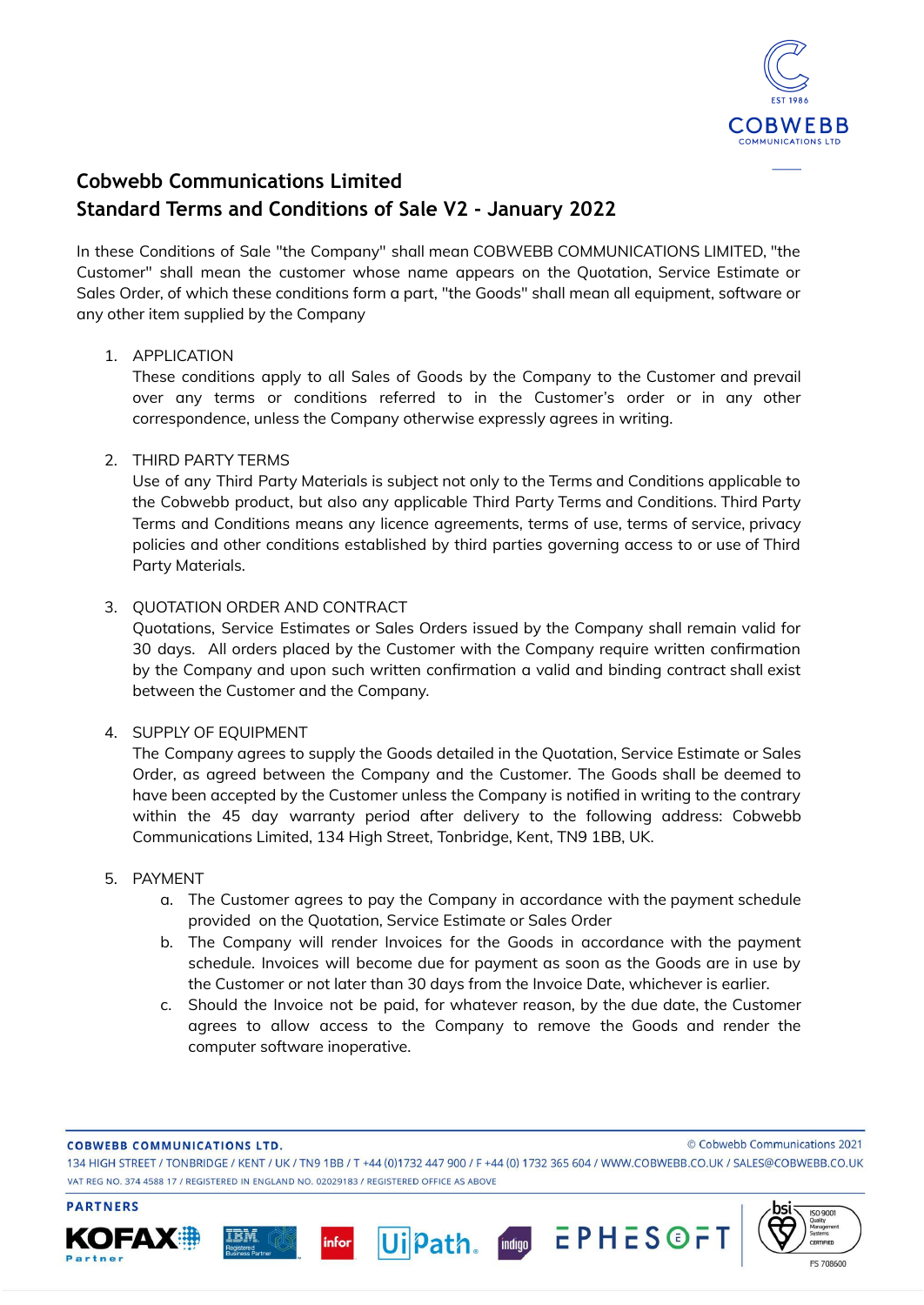# Cobwebb Communications Limited
## Standard Terms and Conditions of Sale V2 - January 2022

In these Conditions of Sale "the Company" shall mean COBWEBB COMMUNICATIONS LIMITED, "the Customer" shall mean the customer whose name appears on the Quotation, Service Estimate or Sales Order, of which these conditions form a part, "the Goods" shall mean all equipment, software or any other item supplied by the Company

1. APPLICATION
   These conditions apply to all Sales of Goods by the Company to the Customer and prevail over any terms or conditions referred to in the Customer's order or in any other correspondence, unless the Company otherwise expressly agrees in writing.

2. THIRD PARTY TERMS
   Use of any Third Party Materials is subject not only to the Terms and Conditions applicable to the Cobwebb product, but also any applicable Third Party Terms and Conditions. Third Party Terms and Conditions means any licence agreements, terms of use, terms of service, privacy policies and other conditions established by third parties governing access to or use of Third Party Materials.

3. QUOTATION ORDER AND CONTRACT
   Quotations, Service Estimates or Sales Orders issued by the Company shall remain valid for 30 days. All orders placed by the Customer with the Company require written confirmation by the Company and upon such written confirmation a valid and binding contract shall exist between the Customer and the Company.

4. SUPPLY OF EQUIPMENT
   The Company agrees to supply the Goods detailed in the Quotation, Service Estimate or Sales Order, as agreed between the Company and the Customer. The Goods shall be deemed to have been accepted by the Customer unless the Company is notified in writing to the contrary within the 45 day warranty period after delivery to the following address: Cobwebb Communications Limited, 134 High Street, Tonbridge, Kent, TN9 1BB, UK.

5. PAYMENT
   a. The Customer agrees to pay the Company in accordance with the payment schedule provided on the Quotation, Service Estimate or Sales Order
   b. The Company will render Invoices for the Goods in accordance with the payment schedule. Invoices will become due for payment as soon as the Goods are in use by the Customer or not later than 30 days from the Invoice Date, whichever is earlier.
   c. Should the Invoice not be paid, for whatever reason, by the due date, the Customer agrees to allow access to the Company to remove the Goods and render the computer software inoperative.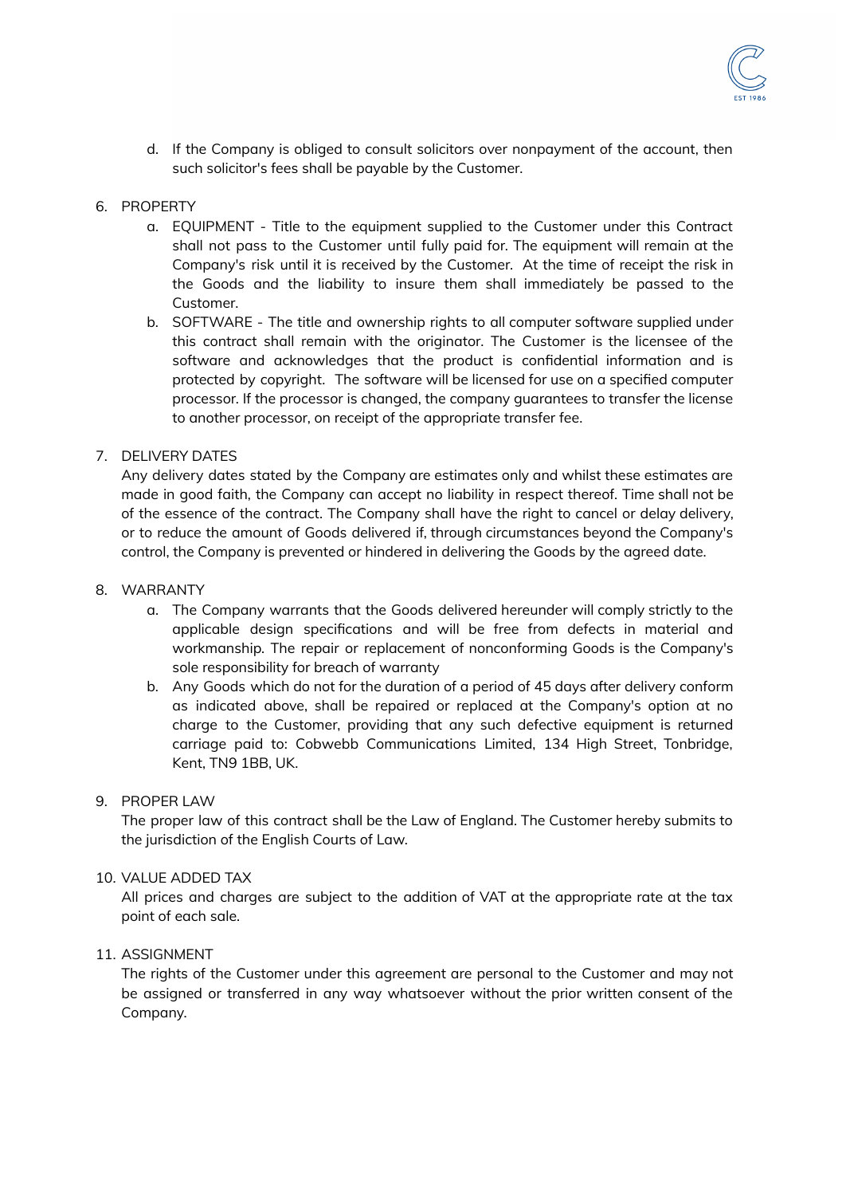d. If the Company is obliged to consult solicitors over nonpayment of the account, then such solicitor's fees shall be payable by the Customer.

6. PROPERTY
    a. EQUIPMENT - Title to the equipment supplied to the Customer under this Contract shall not pass to the Customer until fully paid for. The equipment will remain at the Company's risk until it is received by the Customer. At the time of receipt the risk in the Goods and the liability to insure them shall immediately be passed to the Customer.
    b. SOFTWARE - The title and ownership rights to all computer software supplied under this contract shall remain with the originator. The Customer is the licensee of the software and acknowledges that the product is confidential information and is protected by copyright. The software will be licensed for use on a specified computer processor. If the processor is changed, the company guarantees to transfer the license to another processor, on receipt of the appropriate transfer fee.

7. DELIVERY DATES
   Any delivery dates stated by the Company are estimates only and whilst these estimates are made in good faith, the Company can accept no liability in respect thereof. Time shall not be of the essence of the contract. The Company shall have the right to cancel or delay delivery, or to reduce the amount of Goods delivered if, through circumstances beyond the Company's control, the Company is prevented or hindered in delivering the Goods by the agreed date.

8. WARRANTY
    a. The Company warrants that the Goods delivered hereunder will comply strictly to the applicable design specifications and will be free from defects in material and workmanship. The repair or replacement of nonconforming Goods is the Company's sole responsibility for breach of warranty
    b. Any Goods which do not for the duration of a period of 45 days after delivery conform as indicated above, shall be repaired or replaced at the Company's option at no charge to the Customer, providing that any such defective equipment is returned carriage paid to: Cobwebb Communications Limited, 134 High Street, Tonbridge, Kent, TN9 1BB, UK.

9. PROPER LAW
   The proper law of this contract shall be the Law of England. The Customer hereby submits to the jurisdiction of the English Courts of Law.

10. VALUE ADDED TAX
    All prices and charges are subject to the addition of VAT at the appropriate rate at the tax point of each sale.

11. ASSIGNMENT
    The rights of the Customer under this agreement are personal to the Customer and may not be assigned or transferred in any way whatsoever without the prior written consent of the Company.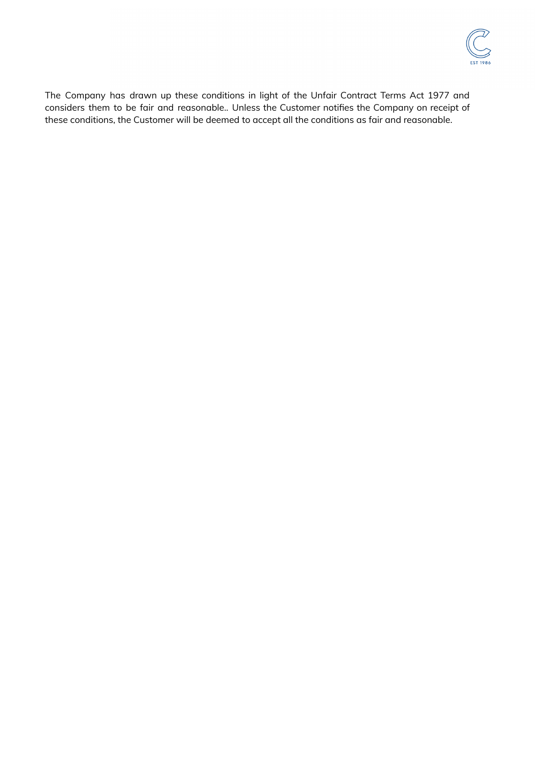The Company has drawn up these conditions in light of the Unfair Contract Terms Act 1977 and considers them to be fair and reasonable.. Unless the Customer notifies the Company on receipt of these conditions, the Customer will be deemed to accept all the conditions as fair and reasonable.